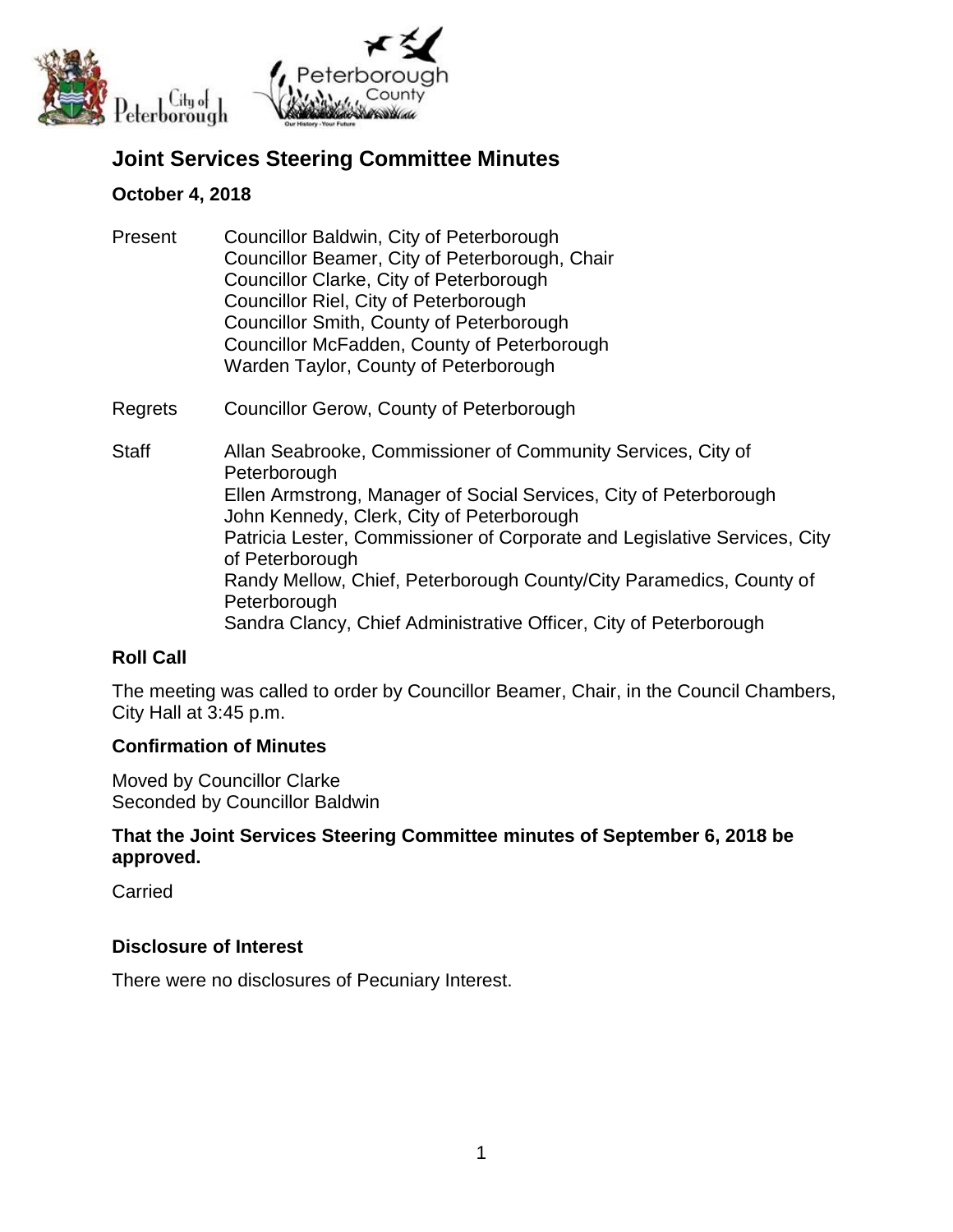# Joint Services Steering Committee Minutes

**October 4, 2018**

Present
Councillor Baldwin, City of Peterborough
Councillor Beamer, City of Peterborough, Chair
Councillor Clarke, City of Peterborough
Councillor Riel, City of Peterborough
Councillor Smith, County of Peterborough
Councillor McFadden, County of Peterborough
Warden Taylor, County of Peterborough

Regrets
Councillor Gerow, County of Peterborough

Staff
Allan Seabrooke, Commissioner of Community Services, City of Peterborough
Ellen Armstrong, Manager of Social Services, City of Peterborough
John Kennedy, Clerk, City of Peterborough
Patricia Lester, Commissioner of Corporate and Legislative Services, City of Peterborough
Randy Mellow, Chief, Peterborough County/City Paramedics, County of Peterborough
Sandra Clancy, Chief Administrative Officer, City of Peterborough

### Roll Call

The meeting was called to order by Councillor Beamer, Chair, in the Council Chambers, City Hall at 3:45 p.m.

### Confirmation of Minutes

Moved by Councillor Clarke
Seconded by Councillor Baldwin

**That the Joint Services Steering Committee minutes of September 6, 2018 be approved.**

Carried

### Disclosure of Interest

There were no disclosures of Pecuniary Interest.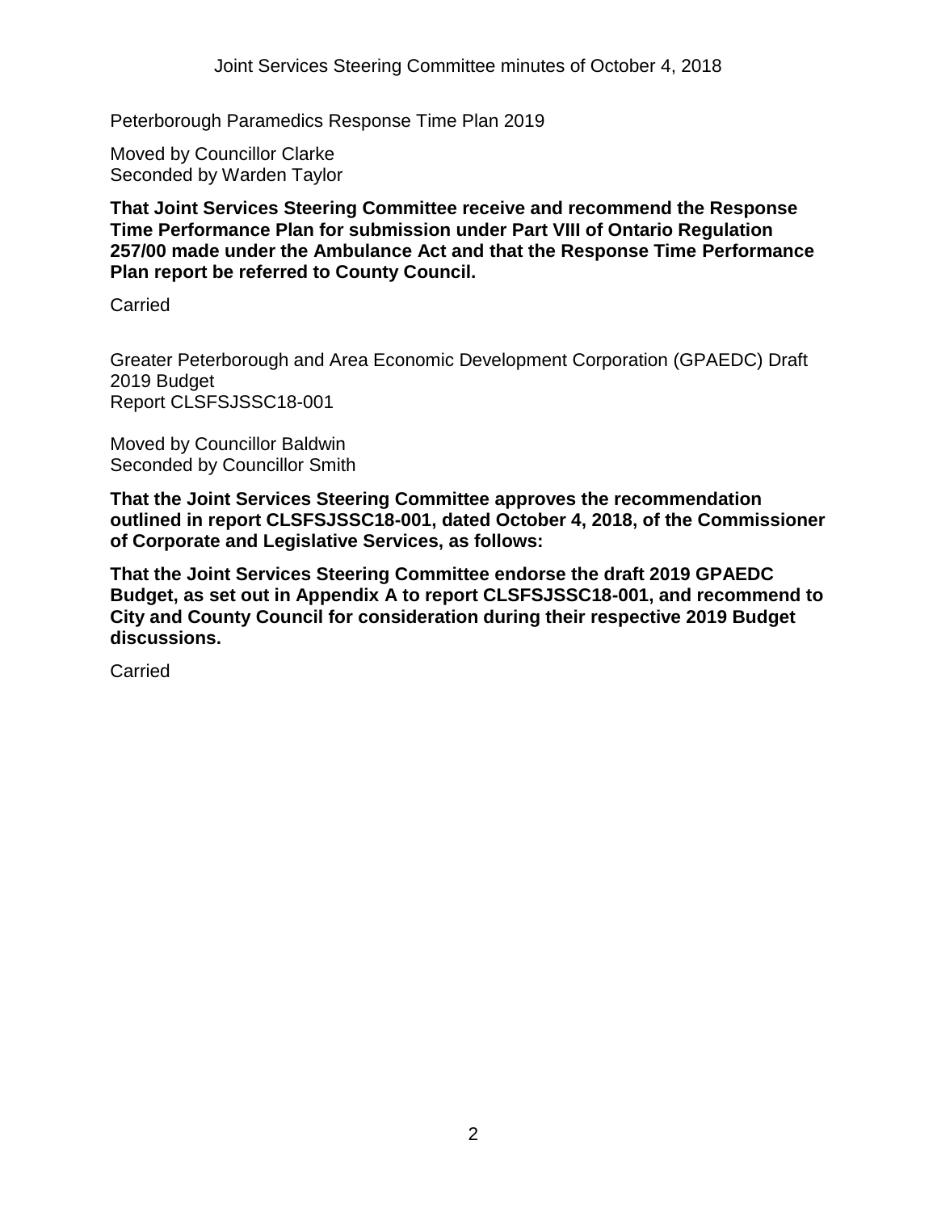Peterborough Paramedics Response Time Plan 2019

Moved by Councillor Clarke
Seconded by Warden Taylor

**That Joint Services Steering Committee receive and recommend the Response Time Performance Plan for submission under Part VIII of Ontario Regulation 257/00 made under the Ambulance Act and that the Response Time Performance Plan report be referred to County Council.**

Carried

Greater Peterborough and Area Economic Development Corporation (GPAEDC) Draft 2019 Budget
Report CLSFSJSSC18-001

Moved by Councillor Baldwin
Seconded by Councillor Smith

**That the Joint Services Steering Committee approves the recommendation outlined in report CLSFSJSSC18-001, dated October 4, 2018, of the Commissioner of Corporate and Legislative Services, as follows:**

**That the Joint Services Steering Committee endorse the draft 2019 GPAEDC Budget, as set out in Appendix A to report CLSFSJSSC18-001, and recommend to City and County Council for consideration during their respective 2019 Budget discussions.**

Carried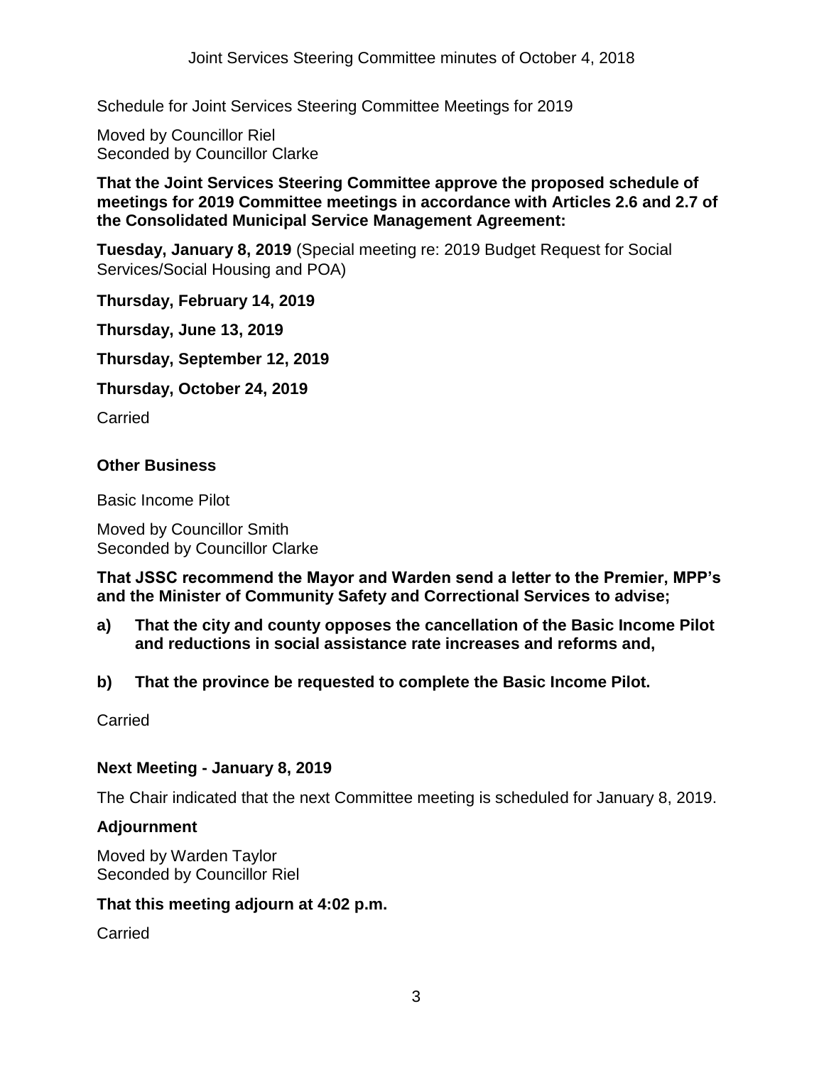Schedule for Joint Services Steering Committee Meetings for 2019

Moved by Councillor Riel
Seconded by Councillor Clarke

**That the Joint Services Steering Committee approve the proposed schedule of meetings for 2019 Committee meetings in accordance with Articles 2.6 and 2.7 of the Consolidated Municipal Service Management Agreement:**

**Tuesday, January 8, 2019** (Special meeting re: 2019 Budget Request for Social Services/Social Housing and POA)

**Thursday, February 14, 2019**

**Thursday, June 13, 2019**

**Thursday, September 12, 2019**

**Thursday, October 24, 2019**

Carried

## Other Business

Basic Income Pilot

Moved by Councillor Smith
Seconded by Councillor Clarke

**That JSSC recommend the Mayor and Warden send a letter to the Premier, MPP's and the Minister of Community Safety and Correctional Services to advise;**

**a) That the city and county opposes the cancellation of the Basic Income Pilot and reductions in social assistance rate increases and reforms and,**

**b) That the province be requested to complete the Basic Income Pilot.**

Carried

## Next Meeting - January 8, 2019

The Chair indicated that the next Committee meeting is scheduled for January 8, 2019.

## Adjournment

Moved by Warden Taylor
Seconded by Councillor Riel

**That this meeting adjourn at 4:02 p.m.**

Carried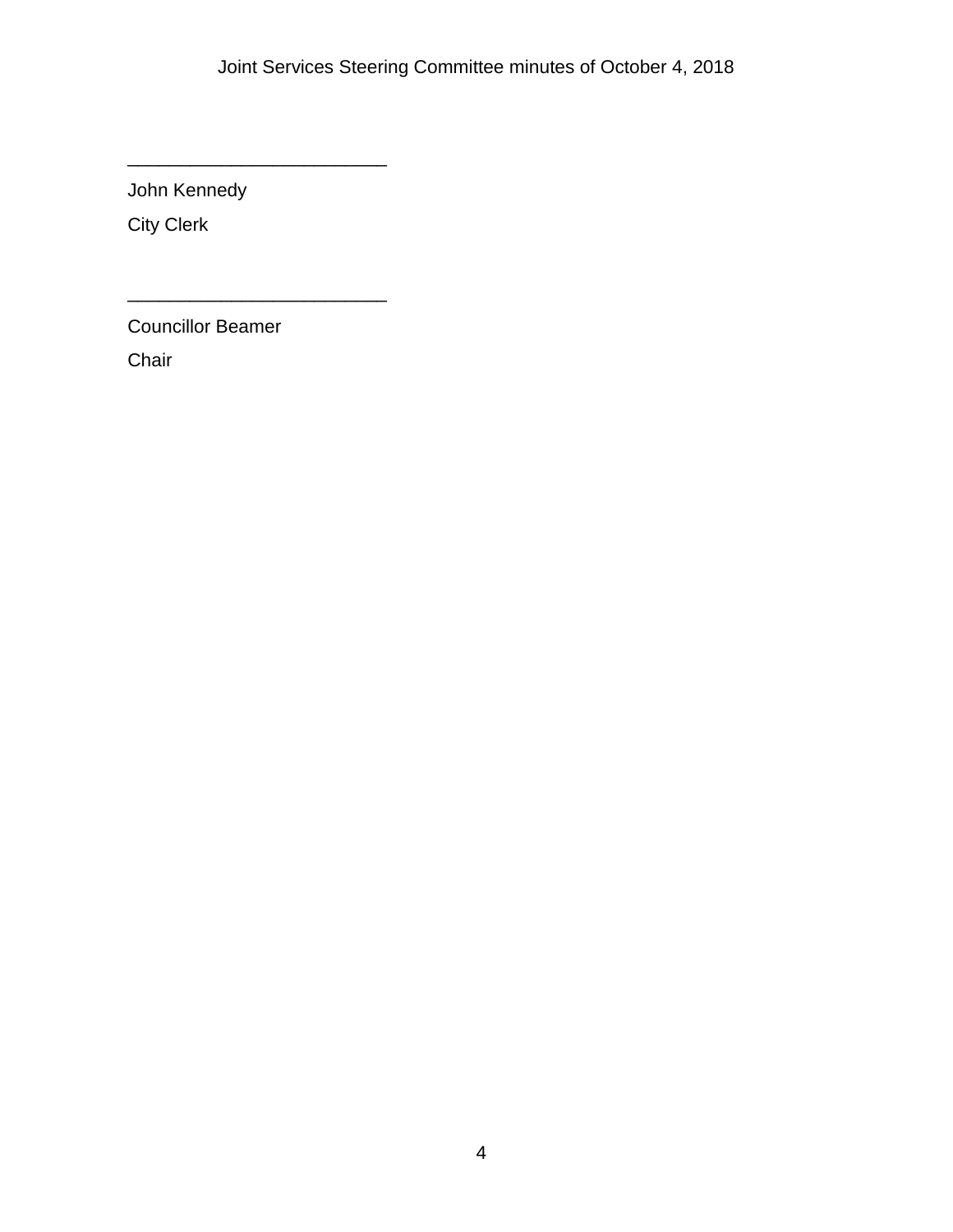_________________________

John Kennedy

City Clerk

_________________________

Councillor Beamer

Chair